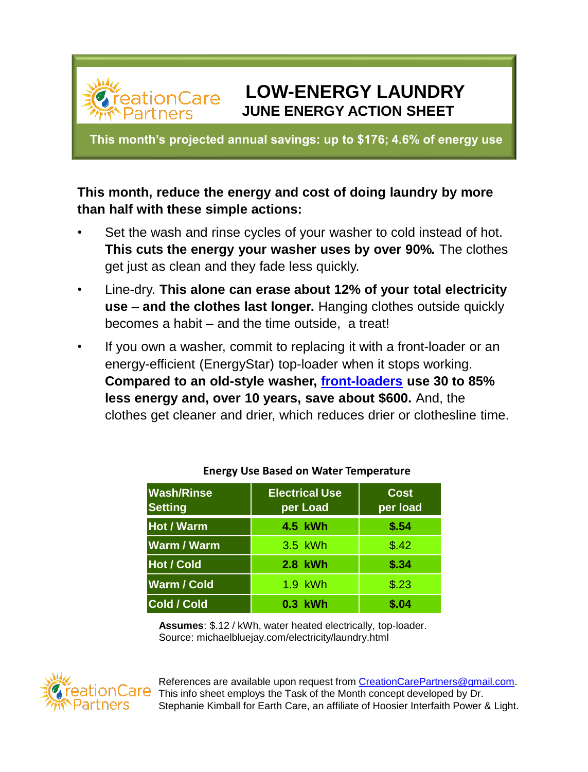CreationCare Partners

# LOW-ENERGY LAUNDRY

## JUNE ENERGY ACTION SHEET

**This month's projected annual savings: up to $176; 4.6% of energy use**

**This month, reduce the energy and cost of doing laundry by more than half with these simple actions:**

- Set the wash and rinse cycles of your washer to cold instead of hot. **This cuts the energy your washer uses by over 90%.** The clothes get just as clean and they fade less quickly.
- Line-dry. **This alone can erase about 12% of your total electricity use – and the clothes last longer.** Hanging clothes outside quickly becomes a habit – and the time outside, a treat!
- If you own a washer, commit to replacing it with a front-loader or an energy-efficient (EnergyStar) top-loader when it stops working. **Compared to an old-style washer, front-loaders use 30 to 85% less energy and, over 10 years, save about $600.** And, the clothes get cleaner and drier, which reduces drier or clothesline time.

**Energy Use Based on Water Temperature**

| Wash/Rinse Setting | Electrical Use per Load | Cost per load |
|---|---|---|
| **Hot / Warm** | **4.5 kWh** | **$.54** |
| **Warm / Warm** | 3.5 kWh | $.42 |
| **Hot / Cold** | **2.8 kWh** | **$.34** |
| **Warm / Cold** | 1.9 kWh | $.23 |
| **Cold / Cold** | **0.3 kWh** | **$.04** |

**Assumes**: $.12 / kWh, water heated electrically, top-loader.
Source: michaelbluejay.com/electricity/laundry.html

CreationCare Partners

References are available upon request from CreationCarePartners@gmail.com. This info sheet employs the Task of the Month concept developed by Dr. Stephanie Kimball for Earth Care, an affiliate of Hoosier Interfaith Power & Light.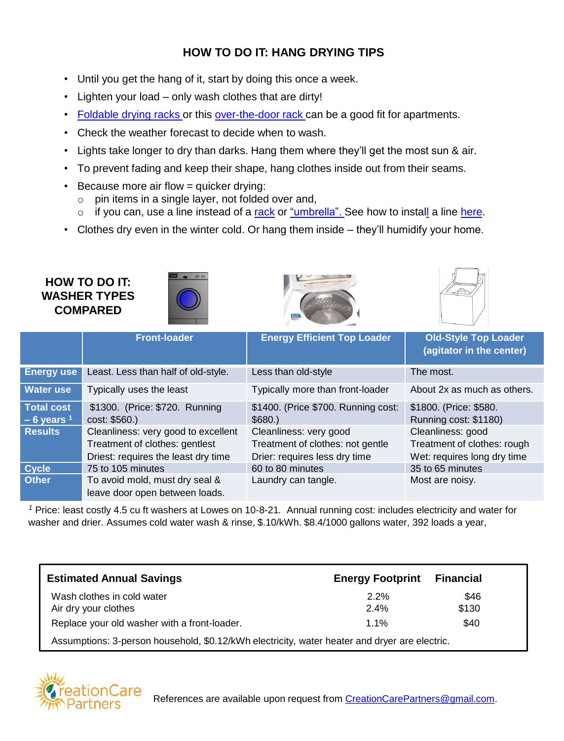## HOW TO DO IT: HANG DRYING TIPS

- Until you get the hang of it, start by doing this once a week.
- Lighten your load – only wash clothes that are dirty!
- Foldable drying racks or this over-the-door rack can be a good fit for apartments.
- Check the weather forecast to decide when to wash.
- Lights take longer to dry than darks. Hang them where they'll get the most sun & air.
- To prevent fading and keep their shape, hang clothes inside out from their seams.
- Because more air flow = quicker drying:
  - pin items in a single layer, not folded over and,
  - if you can, use a line instead of a rack or "umbrella". See how to install a line here.
- Clothes dry even in the winter cold. Or hang them inside – they'll humidify your home.

## HOW TO DO IT: WASHER TYPES COMPARED

| | Front-loader | Energy Efficient Top Loader | Old-Style Top Loader (agitator in the center) |
|---|---|---|---|
| **Energy use** | Least. Less than half of old-style. | Less than old-style | The most. |
| **Water use** | Typically uses the least | Typically more than front-loader | About 2x as much as others. |
| **Total cost – 6 years [1]** | $1300. (Price: $720. Running cost: $560.) | $1400. (Price $700. Running cost: $680.) | $1800. (Price: $580. Running cost: $1180) |
| **Results** | Cleanliness: very good to excellent<br>Treatment of clothes: gentlest<br>Driest: requires the least dry time | Cleanliness: very good<br>Treatment of clothes: not gentle<br>Drier: requires less dry time | Cleanliness: good<br>Treatment of clothes: rough<br>Wet: requires long dry time |
| **Cycle** | 75 to 105 minutes | 60 to 80 minutes | 35 to 65 minutes |
| **Other** | To avoid mold, must dry seal & leave door open between loads. | Laundry can tangle. | Most are noisy. |

[1] Price: least costly 4.5 cu ft washers at Lowes on 10-8-21. Annual running cost: includes electricity and water for washer and drier. Assumes cold water wash & rinse, $.10/kWh. $8.4/1000 gallons water, 392 loads a year,

| Estimated Annual Savings | Energy Footprint | Financial |
|---|---|---|
| Wash clothes in cold water | 2.2% | $46 |
| Air dry your clothes | 2.4% | $130 |
| Replace your old washer with a front-loader. | 1.1% | $40 |

Assumptions: 3-person household, $0.12/kWh electricity, water heater and dryer are electric.

CreationCare Partners

References are available upon request from CreationCarePartners@gmail.com.